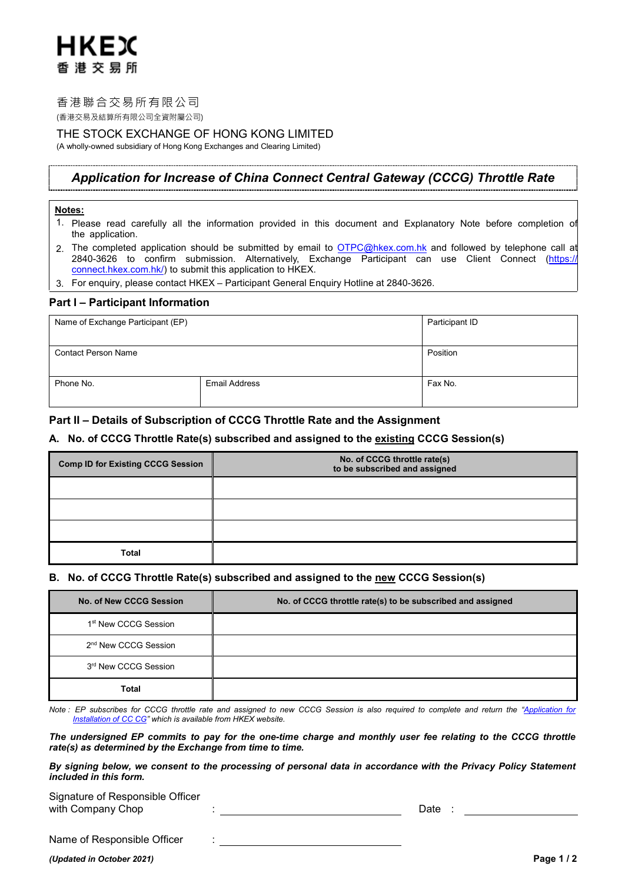HKEX
香 港 交 易 所

香港聯合交易所有限公司
(香港交易及結算所有限公司全資附屬公司)

THE STOCK EXCHANGE OF HONG KONG LIMITED
(A wholly-owned subsidiary of Hong Kong Exchanges and Clearing Limited)

# *Application for Increase of China Connect Central Gateway (CCCG) Throttle Rate*

**Notes:**

1. Please read carefully all the information provided in this document and Explanatory Note before completion of the application.
2. The completed application should be submitted by email to OTPC@hkex.com.hk and followed by telephone call at 2840-3626 to confirm submission. Alternatively, Exchange Participant can use Client Connect (https://connect.hkex.com.hk/) to submit this application to HKEX.
3. For enquiry, please contact HKEX – Participant General Enquiry Hotline at 2840-3626.

## Part I – Participant Information

| Name of Exchange Participant (EP) | | Participant ID |
|---|---|---|
| Contact Person Name | | Position |
| Phone No. | Email Address | Fax No. |

## Part II – Details of Subscription of CCCG Throttle Rate and the Assignment

### A. No. of CCCG Throttle Rate(s) subscribed and assigned to the existing CCCG Session(s)

| Comp ID for Existing CCCG Session | No. of CCCG throttle rate(s) to be subscribed and assigned |
|---|---|
| | |
| | |
| | |
| **Total** | |

### B. No. of CCCG Throttle Rate(s) subscribed and assigned to the new CCCG Session(s)

| No. of New CCCG Session | No. of CCCG throttle rate(s) to be subscribed and assigned |
|---|---|
| 1st New CCCG Session | |
| 2nd New CCCG Session | |
| 3rd New CCCG Session | |
| **Total** | |

*Note : EP subscribes for CCCG throttle rate and assigned to new CCCG Session is also required to complete and return the "Application for Installation of CC CG" which is available from HKEX website.*

***The undersigned EP commits to pay for the one-time charge and monthly user fee relating to the CCCG throttle rate(s) as determined by the Exchange from time to time.***

***By signing below, we consent to the processing of personal data in accordance with the Privacy Policy Statement included in this form.***

Signature of Responsible Officer with Company Chop : ______________________ Date : ______________

Name of Responsible Officer : ______________________

*(Updated in October 2021)*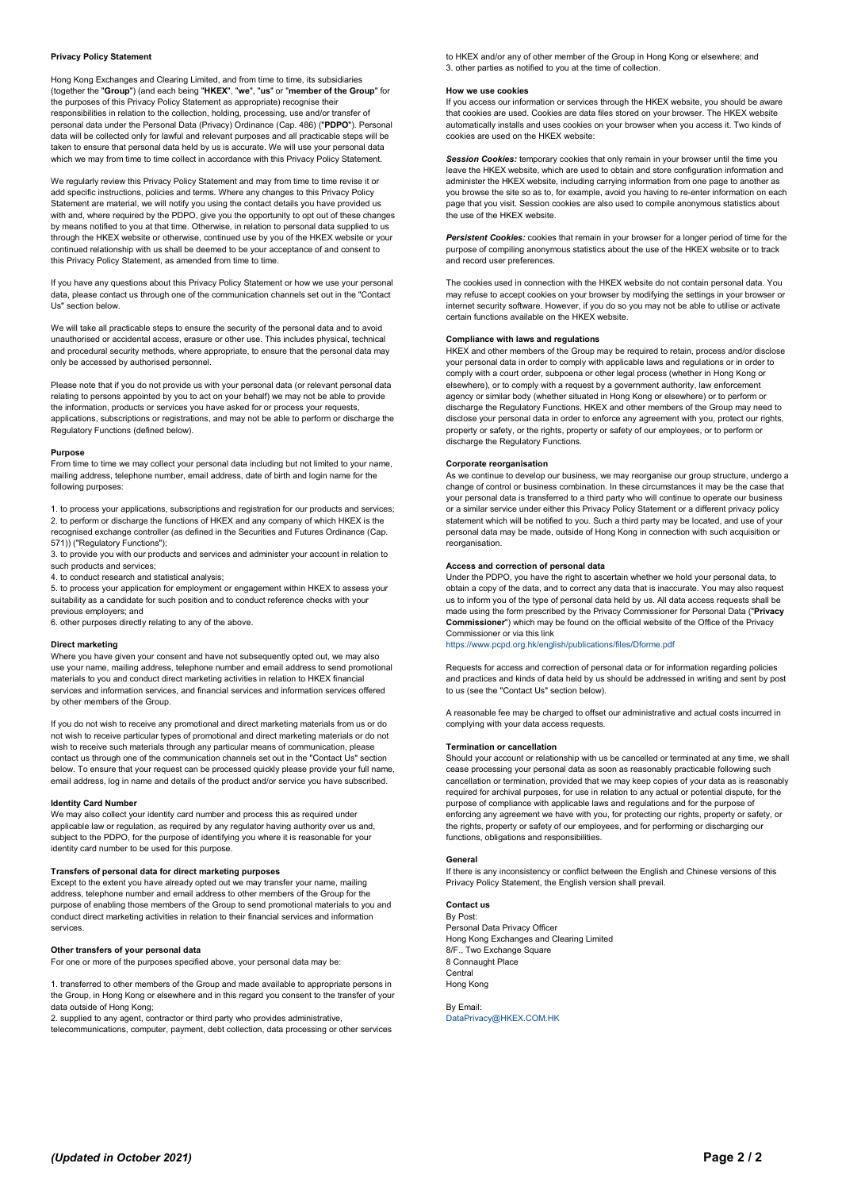## Privacy Policy Statement

Hong Kong Exchanges and Clearing Limited, and from time to time, its subsidiaries (together the "**Group**") (and each being "**HKEX**", "**we**", "**us**" or "**member of the Group**" for the purposes of this Privacy Policy Statement as appropriate) recognise their responsibilities in relation to the collection, holding, processing, use and/or transfer of personal data under the Personal Data (Privacy) Ordinance (Cap. 486) ("**PDPO**"). Personal data will be collected only for lawful and relevant purposes and all practicable steps will be taken to ensure that personal data held by us is accurate. We will use your personal data which we may from time to time collect in accordance with this Privacy Policy Statement.

We regularly review this Privacy Policy Statement and may from time to time revise it or add specific instructions, policies and terms. Where any changes to this Privacy Policy Statement are material, we will notify you using the contact details you have provided us with and, where required by the PDPO, give you the opportunity to opt out of these changes by means notified to you at that time. Otherwise, in relation to personal data supplied to us through the HKEX website or otherwise, continued use by you of the HKEX website or your continued relationship with us shall be deemed to be your acceptance of and consent to this Privacy Policy Statement, as amended from time to time.

If you have any questions about this Privacy Policy Statement or how we use your personal data, please contact us through one of the communication channels set out in the "Contact Us" section below.

We will take all practicable steps to ensure the security of the personal data and to avoid unauthorised or accidental access, erasure or other use. This includes physical, technical and procedural security methods, where appropriate, to ensure that the personal data may only be accessed by authorised personnel.

Please note that if you do not provide us with your personal data (or relevant personal data relating to persons appointed by you to act on your behalf) we may not be able to provide the information, products or services you have asked for or process your requests, applications, subscriptions or registrations, and may not be able to perform or discharge the Regulatory Functions (defined below).

### Purpose

From time to time we may collect your personal data including but not limited to your name, mailing address, telephone number, email address, date of birth and login name for the following purposes:

1. to process your applications, subscriptions and registration for our products and services;
2. to perform or discharge the functions of HKEX and any company of which HKEX is the recognised exchange controller (as defined in the Securities and Futures Ordinance (Cap. 571)) ("Regulatory Functions");
3. to provide you with our products and services and administer your account in relation to such products and services;
4. to conduct research and statistical analysis;
5. to process your application for employment or engagement within HKEX to assess your suitability as a candidate for such position and to conduct reference checks with your previous employers; and
6. other purposes directly relating to any of the above.

### Direct marketing

Where you have given your consent and have not subsequently opted out, we may also use your name, mailing address, telephone number and email address to send promotional materials to you and conduct direct marketing activities in relation to HKEX financial services and information services, and financial services and information services offered by other members of the Group.

If you do not wish to receive any promotional and direct marketing materials from us or do not wish to receive particular types of promotional and direct marketing materials or do not wish to receive such materials through any particular means of communication, please contact us through one of the communication channels set out in the "Contact Us" section below. To ensure that your request can be processed quickly please provide your full name, email address, log in name and details of the product and/or service you have subscribed.

### Identity Card Number

We may also collect your identity card number and process this as required under applicable law or regulation, as required by any regulator having authority over us and, subject to the PDPO, for the purpose of identifying you where it is reasonable for your identity card number to be used for this purpose.

### Transfers of personal data for direct marketing purposes

Except to the extent you have already opted out we may transfer your name, mailing address, telephone number and email address to other members of the Group for the purpose of enabling those members of the Group to send promotional materials to you and conduct direct marketing activities in relation to their financial services and information services.

### Other transfers of your personal data

For one or more of the purposes specified above, your personal data may be:

1. transferred to other members of the Group and made available to appropriate persons in the Group, in Hong Kong or elsewhere and in this regard you consent to the transfer of your data outside of Hong Kong;
2. supplied to any agent, contractor or third party who provides administrative, telecommunications, computer, payment, debt collection, data processing or other services to HKEX and/or any of other member of the Group in Hong Kong or elsewhere; and
3. other parties as notified to you at the time of collection.

### How we use cookies

If you access our information or services through the HKEX website, you should be aware that cookies are used. Cookies are data files stored on your browser. The HKEX website automatically installs and uses cookies on your browser when you access it. Two kinds of cookies are used on the HKEX website:

***Session Cookies:*** temporary cookies that only remain in your browser until the time you leave the HKEX website, which are used to obtain and store configuration information and administer the HKEX website, including carrying information from one page to another as you browse the site so as to, for example, avoid you having to re-enter information on each page that you visit. Session cookies are also used to compile anonymous statistics about the use of the HKEX website.

***Persistent Cookies:*** cookies that remain in your browser for a longer period of time for the purpose of compiling anonymous statistics about the use of the HKEX website or to track and record user preferences.

The cookies used in connection with the HKEX website do not contain personal data. You may refuse to accept cookies on your browser by modifying the settings in your browser or internet security software. However, if you do so you may not be able to utilise or activate certain functions available on the HKEX website.

### Compliance with laws and regulations

HKEX and other members of the Group may be required to retain, process and/or disclose your personal data in order to comply with applicable laws and regulations or in order to comply with a court order, subpoena or other legal process (whether in Hong Kong or elsewhere), or to comply with a request by a government authority, law enforcement agency or similar body (whether situated in Hong Kong or elsewhere) or to perform or discharge the Regulatory Functions. HKEX and other members of the Group may need to disclose your personal data in order to enforce any agreement with you, protect our rights, property or safety, or the rights, property or safety of our employees, or to perform or discharge the Regulatory Functions.

### Corporate reorganisation

As we continue to develop our business, we may reorganise our group structure, undergo a change of control or business combination. In these circumstances it may be the case that your personal data is transferred to a third party who will continue to operate our business or a similar service under either this Privacy Policy Statement or a different privacy policy statement which will be notified to you. Such a third party may be located, and use of your personal data may be made, outside of Hong Kong in connection with such acquisition or reorganisation.

### Access and correction of personal data

Under the PDPO, you have the right to ascertain whether we hold your personal data, to obtain a copy of the data, and to correct any data that is inaccurate. You may also request us to inform you of the type of personal data held by us. All data access requests shall be made using the form prescribed by the Privacy Commissioner for Personal Data ("**Privacy Commissioner**") which may be found on the official website of the Office of the Privacy Commissioner or via this link
https://www.pcpd.org.hk/english/publications/files/Dforme.pdf

Requests for access and correction of personal data or for information regarding policies and practices and kinds of data held by us should be addressed in writing and sent by post to us (see the "Contact Us" section below).

A reasonable fee may be charged to offset our administrative and actual costs incurred in complying with your data access requests.

### Termination or cancellation

Should your account or relationship with us be cancelled or terminated at any time, we shall cease processing your personal data as soon as reasonably practicable following such cancellation or termination, provided that we may keep copies of your data as is reasonably required for archival purposes, for use in relation to any actual or potential dispute, for the purpose of compliance with applicable laws and regulations and for the purpose of enforcing any agreement we have with you, for protecting our rights, property or safety, or the rights, property or safety of our employees, and for performing or discharging our functions, obligations and responsibilities.

### General

If there is any inconsistency or conflict between the English and Chinese versions of this Privacy Policy Statement, the English version shall prevail.

### Contact us

By Post:
Personal Data Privacy Officer
Hong Kong Exchanges and Clearing Limited
8/F., Two Exchange Square
8 Connaught Place
Central
Hong Kong

By Email:
DataPrivacy@HKEX.COM.HK

*(Updated in October 2021)*